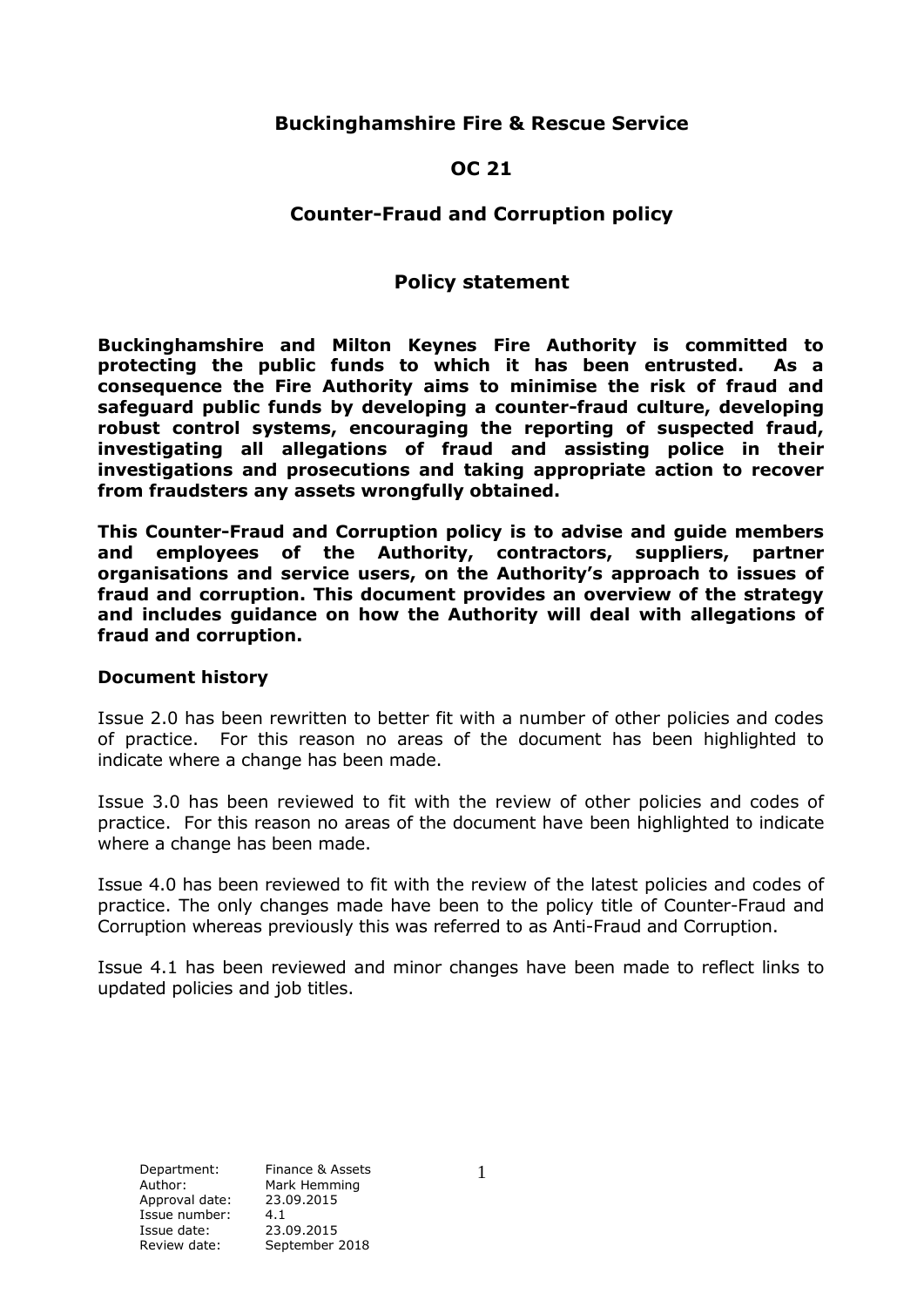# Buckinghamshire Fire & Rescue Service

## OC 21

## Counter-Fraud and Corruption policy

### Policy statement

**Buckinghamshire and Milton Keynes Fire Authority is committed to protecting the public funds to which it has been entrusted. As a consequence the Fire Authority aims to minimise the risk of fraud and safeguard public funds by developing a counter-fraud culture, developing robust control systems, encouraging the reporting of suspected fraud, investigating all allegations of fraud and assisting police in their investigations and prosecutions and taking appropriate action to recover from fraudsters any assets wrongfully obtained.**

**This Counter-Fraud and Corruption policy is to advise and guide members and employees of the Authority, contractors, suppliers, partner organisations and service users, on the Authority's approach to issues of fraud and corruption. This document provides an overview of the strategy and includes guidance on how the Authority will deal with allegations of fraud and corruption.**

**Document history**

Issue 2.0 has been rewritten to better fit with a number of other policies and codes of practice. For this reason no areas of the document has been highlighted to indicate where a change has been made.

Issue 3.0 has been reviewed to fit with the review of other policies and codes of practice. For this reason no areas of the document have been highlighted to indicate where a change has been made.

Issue 4.0 has been reviewed to fit with the review of the latest policies and codes of practice. The only changes made have been to the policy title of Counter-Fraud and Corruption whereas previously this was referred to as Anti-Fraud and Corruption.

Issue 4.1 has been reviewed and minor changes have been made to reflect links to updated policies and job titles.

| | |
|---|---|
| Department: | Finance & Assets |
| Author: | Mark Hemming |
| Approval date: | 23.09.2015 |
| Issue number: | 4.1 |
| Issue date: | 23.09.2015 |
| Review date: | September 2018 |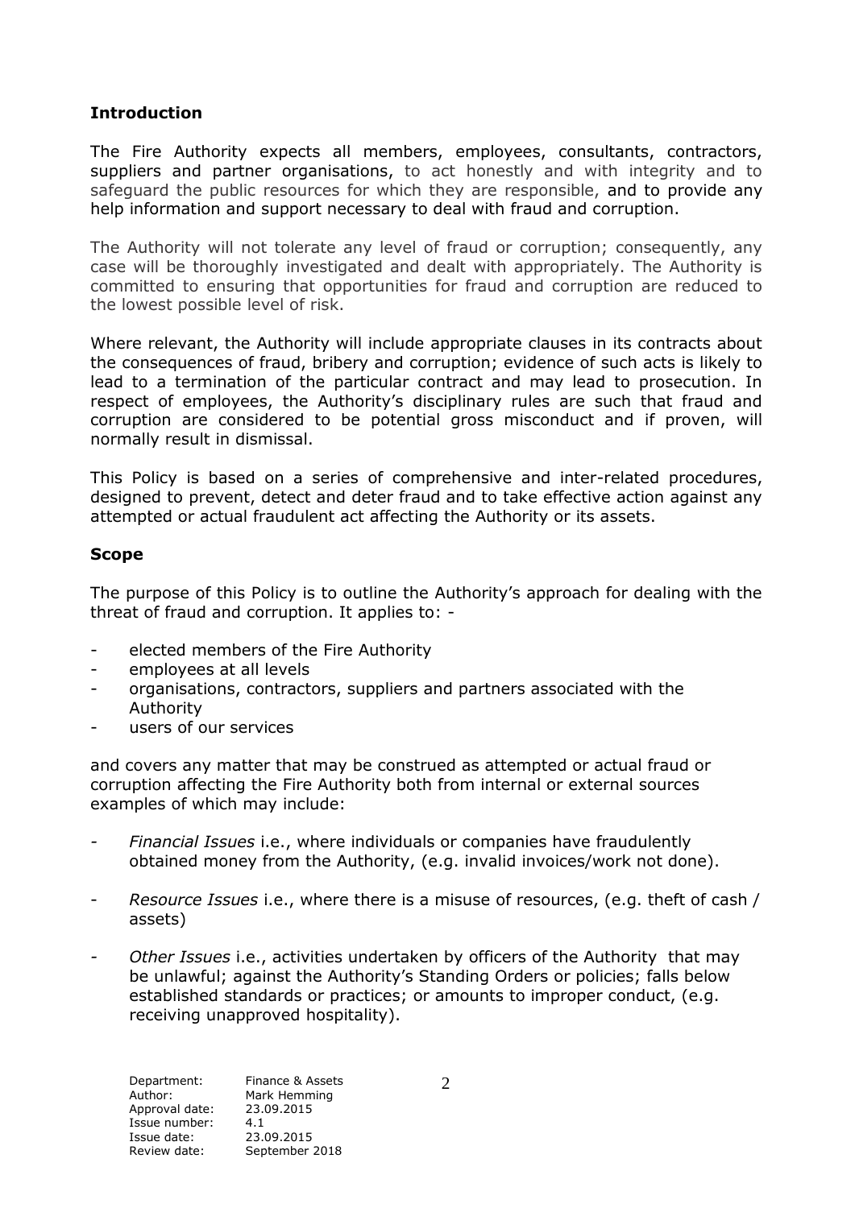## Introduction

The Fire Authority expects all members, employees, consultants, contractors, suppliers and partner organisations, to act honestly and with integrity and to safeguard the public resources for which they are responsible, and to provide any help information and support necessary to deal with fraud and corruption.

The Authority will not tolerate any level of fraud or corruption; consequently, any case will be thoroughly investigated and dealt with appropriately. The Authority is committed to ensuring that opportunities for fraud and corruption are reduced to the lowest possible level of risk.

Where relevant, the Authority will include appropriate clauses in its contracts about the consequences of fraud, bribery and corruption; evidence of such acts is likely to lead to a termination of the particular contract and may lead to prosecution. In respect of employees, the Authority's disciplinary rules are such that fraud and corruption are considered to be potential gross misconduct and if proven, will normally result in dismissal.

This Policy is based on a series of comprehensive and inter-related procedures, designed to prevent, detect and deter fraud and to take effective action against any attempted or actual fraudulent act affecting the Authority or its assets.

## Scope

The purpose of this Policy is to outline the Authority's approach for dealing with the threat of fraud and corruption. It applies to: -

- elected members of the Fire Authority
- employees at all levels
- organisations, contractors, suppliers and partners associated with the Authority
- users of our services

and covers any matter that may be construed as attempted or actual fraud or corruption affecting the Fire Authority both from internal or external sources examples of which may include:

- *Financial Issues* i.e., where individuals or companies have fraudulently obtained money from the Authority, (e.g. invalid invoices/work not done).
- *Resource Issues* i.e., where there is a misuse of resources, (e.g. theft of cash / assets)
- *Other Issues* i.e., activities undertaken by officers of the Authority that may be unlawful; against the Authority's Standing Orders or policies; falls below established standards or practices; or amounts to improper conduct, (e.g. receiving unapproved hospitality).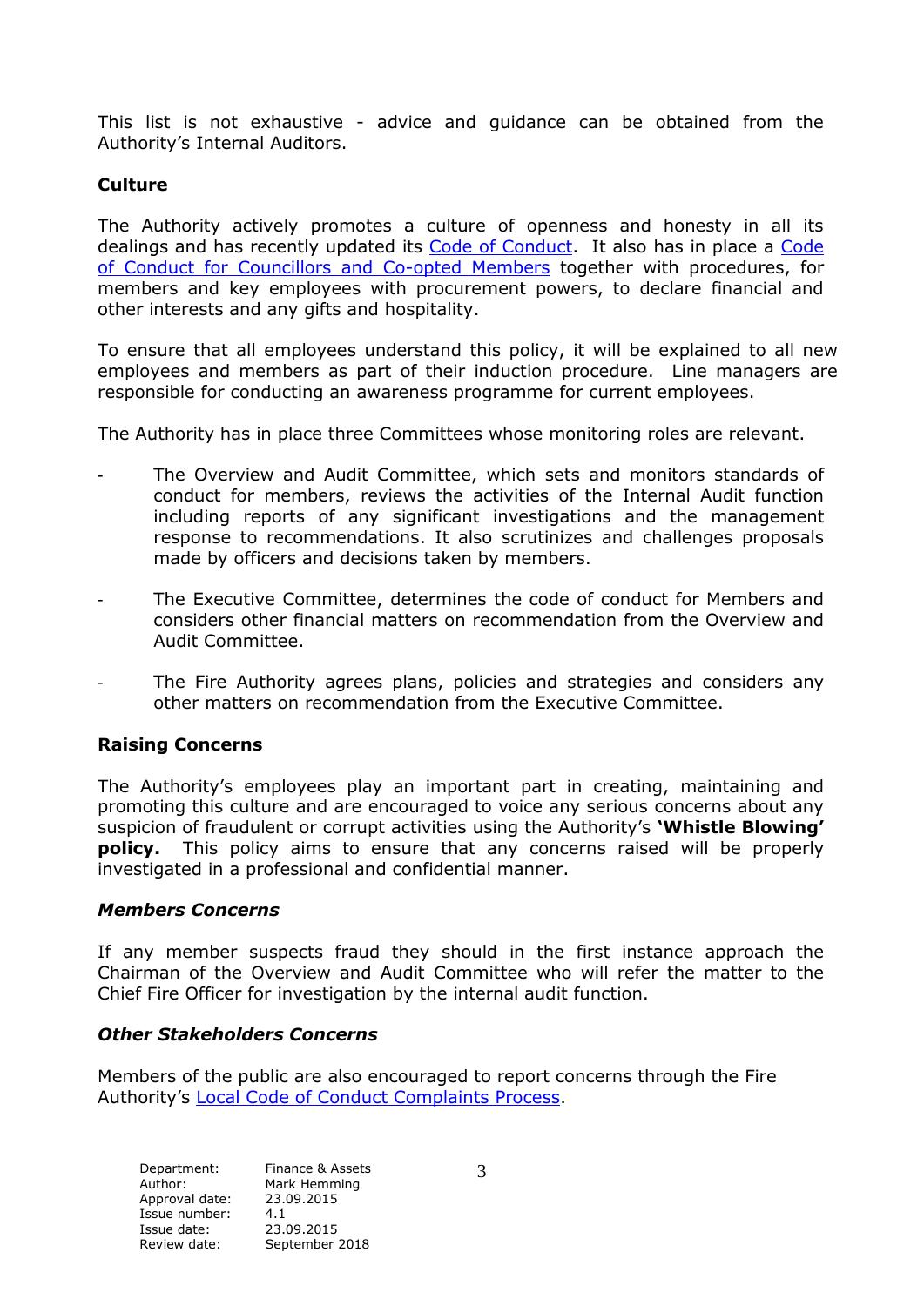This list is not exhaustive - advice and guidance can be obtained from the Authority's Internal Auditors.

**Culture**

The Authority actively promotes a culture of openness and honesty in all its dealings and has recently updated its Code of Conduct. It also has in place a Code of Conduct for Councillors and Co-opted Members together with procedures, for members and key employees with procurement powers, to declare financial and other interests and any gifts and hospitality.

To ensure that all employees understand this policy, it will be explained to all new employees and members as part of their induction procedure. Line managers are responsible for conducting an awareness programme for current employees.

The Authority has in place three Committees whose monitoring roles are relevant.

- The Overview and Audit Committee, which sets and monitors standards of conduct for members, reviews the activities of the Internal Audit function including reports of any significant investigations and the management response to recommendations. It also scrutinizes and challenges proposals made by officers and decisions taken by members.
- The Executive Committee, determines the code of conduct for Members and considers other financial matters on recommendation from the Overview and Audit Committee.
- The Fire Authority agrees plans, policies and strategies and considers any other matters on recommendation from the Executive Committee.

**Raising Concerns**

The Authority's employees play an important part in creating, maintaining and promoting this culture and are encouraged to voice any serious concerns about any suspicion of fraudulent or corrupt activities using the Authority's **'Whistle Blowing' policy.** This policy aims to ensure that any concerns raised will be properly investigated in a professional and confidential manner.

***Members Concerns***

If any member suspects fraud they should in the first instance approach the Chairman of the Overview and Audit Committee who will refer the matter to the Chief Fire Officer for investigation by the internal audit function.

***Other Stakeholders Concerns***

Members of the public are also encouraged to report concerns through the Fire Authority's Local Code of Conduct Complaints Process.

| | |
|---|---|
| Department: | Finance & Assets |
| Author: | Mark Hemming |
| Approval date: | 23.09.2015 |
| Issue number: | 4.1 |
| Issue date: | 23.09.2015 |
| Review date: | September 2018 |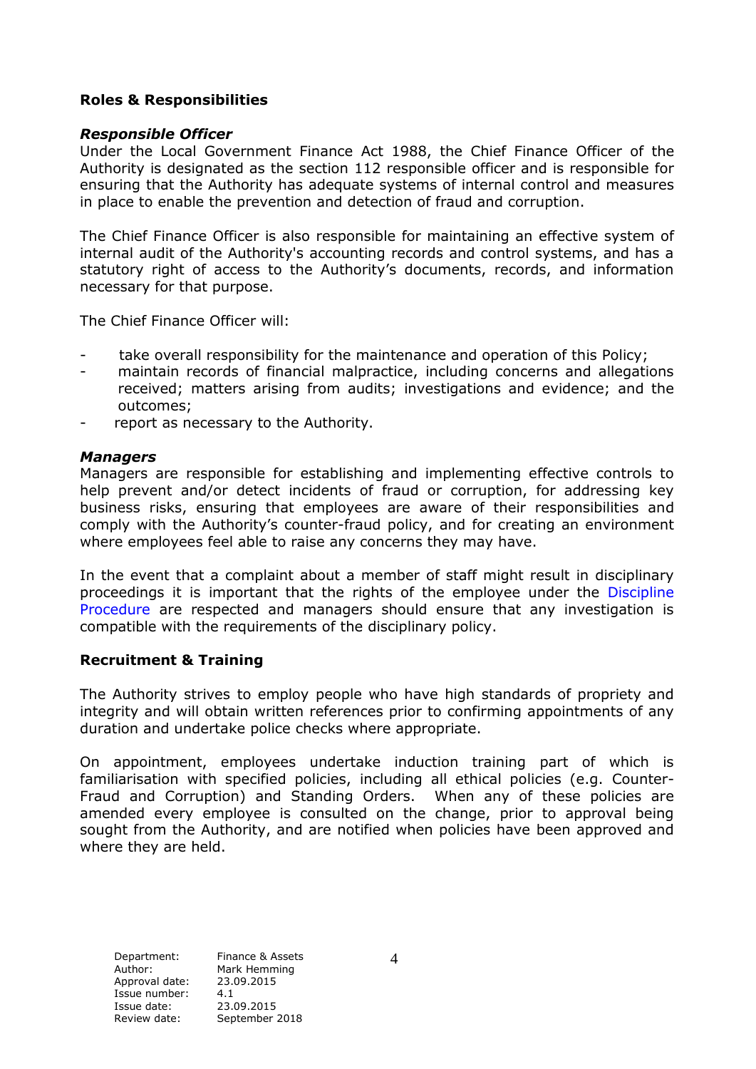## Roles & Responsibilities

### *Responsible Officer*

Under the Local Government Finance Act 1988, the Chief Finance Officer of the Authority is designated as the section 112 responsible officer and is responsible for ensuring that the Authority has adequate systems of internal control and measures in place to enable the prevention and detection of fraud and corruption.

The Chief Finance Officer is also responsible for maintaining an effective system of internal audit of the Authority's accounting records and control systems, and has a statutory right of access to the Authority's documents, records, and information necessary for that purpose.

The Chief Finance Officer will:

- take overall responsibility for the maintenance and operation of this Policy;
- maintain records of financial malpractice, including concerns and allegations received; matters arising from audits; investigations and evidence; and the outcomes;
- report as necessary to the Authority.

### *Managers*

Managers are responsible for establishing and implementing effective controls to help prevent and/or detect incidents of fraud or corruption, for addressing key business risks, ensuring that employees are aware of their responsibilities and comply with the Authority's counter-fraud policy, and for creating an environment where employees feel able to raise any concerns they may have.

In the event that a complaint about a member of staff might result in disciplinary proceedings it is important that the rights of the employee under the Discipline Procedure are respected and managers should ensure that any investigation is compatible with the requirements of the disciplinary policy.

## Recruitment & Training

The Authority strives to employ people who have high standards of propriety and integrity and will obtain written references prior to confirming appointments of any duration and undertake police checks where appropriate.

On appointment, employees undertake induction training part of which is familiarisation with specified policies, including all ethical policies (e.g. Counter-Fraud and Corruption) and Standing Orders. When any of these policies are amended every employee is consulted on the change, prior to approval being sought from the Authority, and are notified when policies have been approved and where they are held.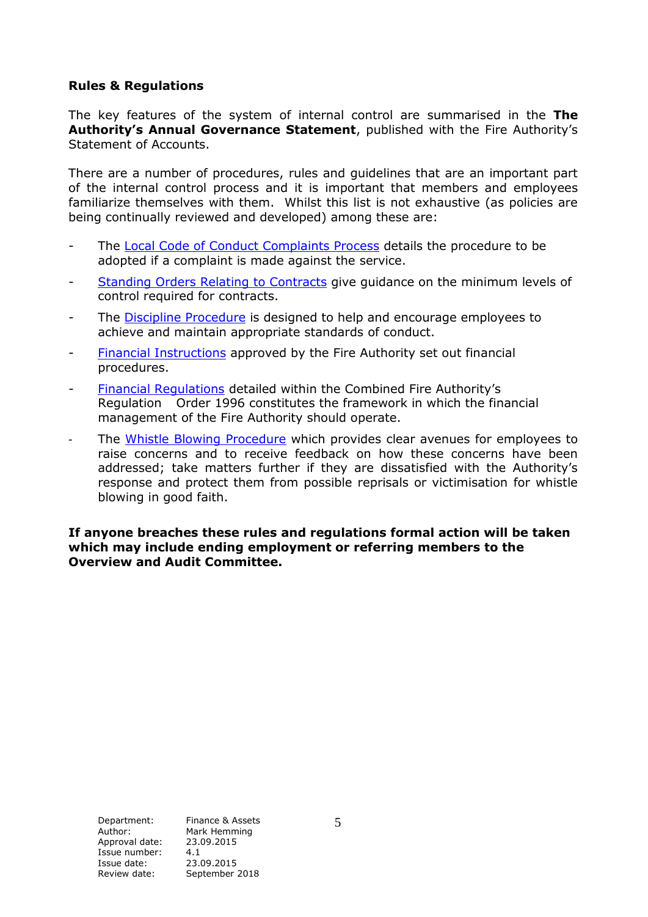**Rules & Regulations**

The key features of the system of internal control are summarised in the **The Authority's Annual Governance Statement**, published with the Fire Authority's Statement of Accounts.

There are a number of procedures, rules and guidelines that are an important part of the internal control process and it is important that members and employees familiarize themselves with them. Whilst this list is not exhaustive (as policies are being continually reviewed and developed) among these are:

- The Local Code of Conduct Complaints Process details the procedure to be adopted if a complaint is made against the service.
- Standing Orders Relating to Contracts give guidance on the minimum levels of control required for contracts.
- The Discipline Procedure is designed to help and encourage employees to achieve and maintain appropriate standards of conduct.
- Financial Instructions approved by the Fire Authority set out financial procedures.
- Financial Regulations detailed within the Combined Fire Authority's Regulation Order 1996 constitutes the framework in which the financial management of the Fire Authority should operate.
- The Whistle Blowing Procedure which provides clear avenues for employees to raise concerns and to receive feedback on how these concerns have been addressed; take matters further if they are dissatisfied with the Authority's response and protect them from possible reprisals or victimisation for whistle blowing in good faith.

**If anyone breaches these rules and regulations formal action will be taken which may include ending employment or referring members to the Overview and Audit Committee.**